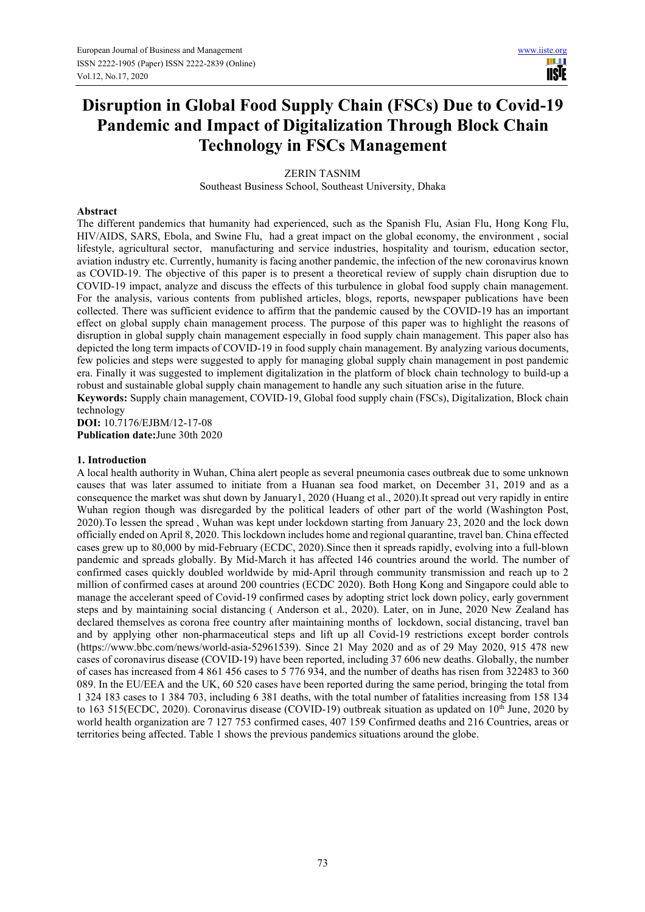# Disruption in Global Food Supply Chain (FSCs) Due to Covid-19 Pandemic and Impact of Digitalization Through Block Chain Technology in FSCs Management

ZERIN TASNIM

Southeast Business School, Southeast University, Dhaka

## Abstract

The different pandemics that humanity had experienced, such as the Spanish Flu, Asian Flu, Hong Kong Flu, HIV/AIDS, SARS, Ebola, and Swine Flu, had a great impact on the global economy, the environment , social lifestyle, agricultural sector, manufacturing and service industries, hospitality and tourism, education sector, aviation industry etc. Currently, humanity is facing another pandemic, the infection of the new coronavirus known as COVID-19. The objective of this paper is to present a theoretical review of supply chain disruption due to COVID-19 impact, analyze and discuss the effects of this turbulence in global food supply chain management. For the analysis, various contents from published articles, blogs, reports, newspaper publications have been collected. There was sufficient evidence to affirm that the pandemic caused by the COVID-19 has an important effect on global supply chain management process. The purpose of this paper was to highlight the reasons of disruption in global supply chain management especially in food supply chain management. This paper also has depicted the long term impacts of COVID-19 in food supply chain management. By analyzing various documents, few policies and steps were suggested to apply for managing global supply chain management in post pandemic era. Finally it was suggested to implement digitalization in the platform of block chain technology to build-up a robust and sustainable global supply chain management to handle any such situation arise in the future.

**Keywords:** Supply chain management, COVID-19, Global food supply chain (FSCs), Digitalization, Block chain technology

**DOI:** 10.7176/EJBM/12-17-08

**Publication date:**June 30th 2020

## 1. Introduction

A local health authority in Wuhan, China alert people as several pneumonia cases outbreak due to some unknown causes that was later assumed to initiate from a Huanan sea food market, on December 31, 2019 and as a consequence the market was shut down by January1, 2020 (Huang et al., 2020).It spread out very rapidly in entire Wuhan region though was disregarded by the political leaders of other part of the world (Washington Post, 2020).To lessen the spread , Wuhan was kept under lockdown starting from January 23, 2020 and the lock down officially ended on April 8, 2020. This lockdown includes home and regional quarantine, travel ban. China effected cases grew up to 80,000 by mid-February (ECDC, 2020).Since then it spreads rapidly, evolving into a full-blown pandemic and spreads globally. By Mid-March it has affected 146 countries around the world. The number of confirmed cases quickly doubled worldwide by mid-April through community transmission and reach up to 2 million of confirmed cases at around 200 countries (ECDC 2020). Both Hong Kong and Singapore could able to manage the accelerant speed of Covid-19 confirmed cases by adopting strict lock down policy, early government steps and by maintaining social distancing ( Anderson et al., 2020). Later, on in June, 2020 New Zealand has declared themselves as corona free country after maintaining months of lockdown, social distancing, travel ban and by applying other non-pharmaceutical steps and lift up all Covid-19 restrictions except border controls (https://www.bbc.com/news/world-asia-52961539). Since 21 May 2020 and as of 29 May 2020, 915 478 new cases of coronavirus disease (COVID-19) have been reported, including 37 606 new deaths. Globally, the number of cases has increased from 4 861 456 cases to 5 776 934, and the number of deaths has risen from 322483 to 360 089. In the EU/EEA and the UK, 60 520 cases have been reported during the same period, bringing the total from 1 324 183 cases to 1 384 703, including 6 381 deaths, with the total number of fatalities increasing from 158 134 to 163 515(ECDC, 2020). Coronavirus disease (COVID-19) outbreak situation as updated on 10th June, 2020 by world health organization are 7 127 753 confirmed cases, 407 159 Confirmed deaths and 216 Countries, areas or territories being affected. Table 1 shows the previous pandemics situations around the globe.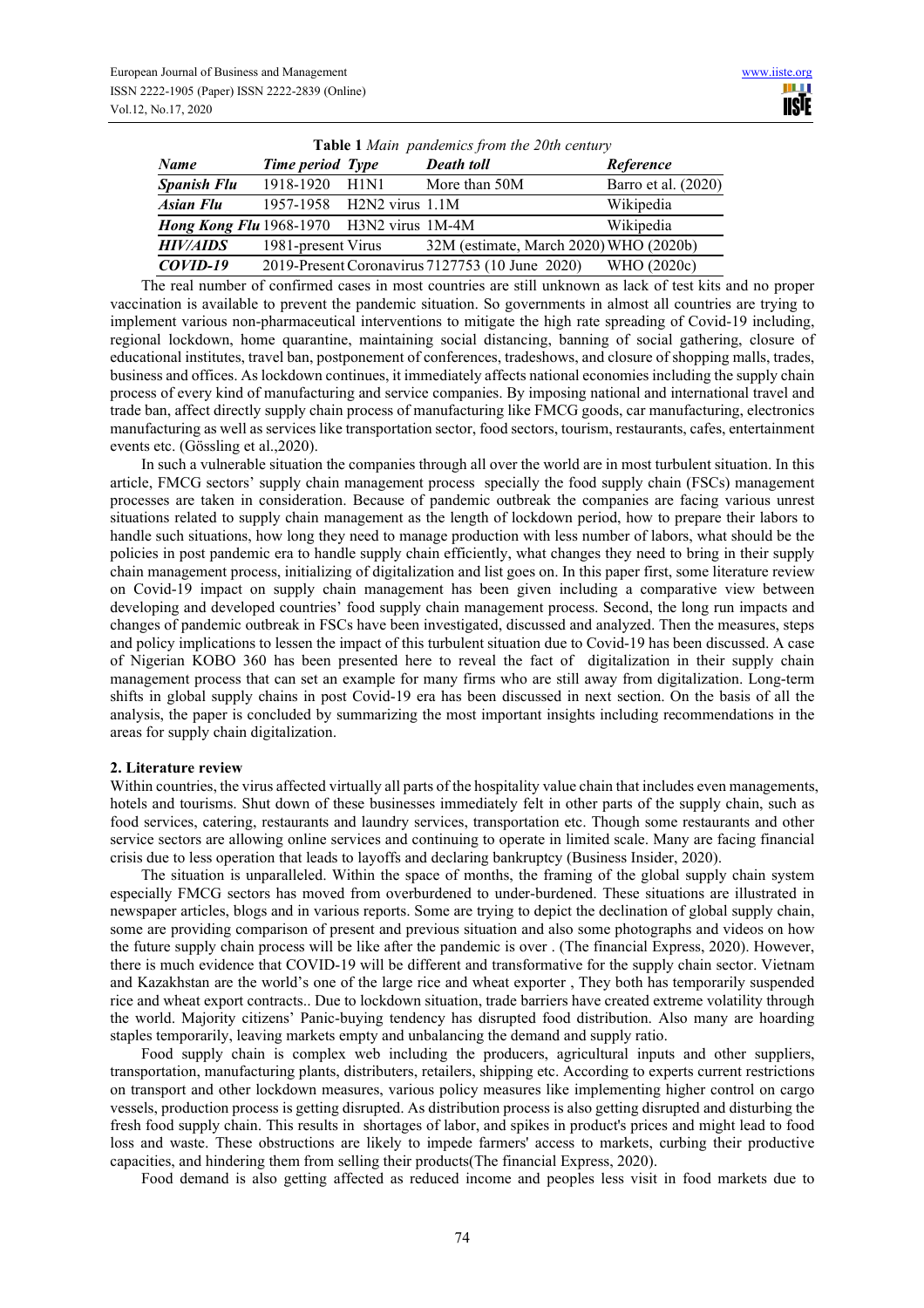**Table 1** *Main pandemics from the 20th century*

| *Name* | *Time period* | *Type* | *Death toll* | *Reference* |
|---|---|---|---|---|
| ***Spanish Flu*** | 1918-1920 | H1N1 | More than 50M | Barro et al. (2020) |
| ***Asian Flu*** | 1957-1958 | H2N2 virus | 1.1M | Wikipedia |
| ***Hong Kong Flu*** | 1968-1970 | H3N2 virus | 1M-4M | Wikipedia |
| ***HIV/AIDS*** | 1981-present | Virus | 32M (estimate, March 2020) | WHO (2020b) |
| ***COVID-19*** | 2019-Present | Coronavirus | 7127753 (10 June 2020) | WHO (2020c) |

The real number of confirmed cases in most countries are still unknown as lack of test kits and no proper vaccination is available to prevent the pandemic situation. So governments in almost all countries are trying to implement various non-pharmaceutical interventions to mitigate the high rate spreading of Covid-19 including, regional lockdown, home quarantine, maintaining social distancing, banning of social gathering, closure of educational institutes, travel ban, postponement of conferences, tradeshows, and closure of shopping malls, trades, business and offices. As lockdown continues, it immediately affects national economies including the supply chain process of every kind of manufacturing and service companies. By imposing national and international travel and trade ban, affect directly supply chain process of manufacturing like FMCG goods, car manufacturing, electronics manufacturing as well as services like transportation sector, food sectors, tourism, restaurants, cafes, entertainment events etc. (Gössling et al.,2020).

In such a vulnerable situation the companies through all over the world are in most turbulent situation. In this article, FMCG sectors' supply chain management process specially the food supply chain (FSCs) management processes are taken in consideration. Because of pandemic outbreak the companies are facing various unrest situations related to supply chain management as the length of lockdown period, how to prepare their labors to handle such situations, how long they need to manage production with less number of labors, what should be the policies in post pandemic era to handle supply chain efficiently, what changes they need to bring in their supply chain management process, initializing of digitalization and list goes on. In this paper first, some literature review on Covid-19 impact on supply chain management has been given including a comparative view between developing and developed countries' food supply chain management process. Second, the long run impacts and changes of pandemic outbreak in FSCs have been investigated, discussed and analyzed. Then the measures, steps and policy implications to lessen the impact of this turbulent situation due to Covid-19 has been discussed. A case of Nigerian KOBO 360 has been presented here to reveal the fact of digitalization in their supply chain management process that can set an example for many firms who are still away from digitalization. Long-term shifts in global supply chains in post Covid-19 era has been discussed in next section. On the basis of all the analysis, the paper is concluded by summarizing the most important insights including recommendations in the areas for supply chain digitalization.

## 2. Literature review

Within countries, the virus affected virtually all parts of the hospitality value chain that includes even managements, hotels and tourisms. Shut down of these businesses immediately felt in other parts of the supply chain, such as food services, catering, restaurants and laundry services, transportation etc. Though some restaurants and other service sectors are allowing online services and continuing to operate in limited scale. Many are facing financial crisis due to less operation that leads to layoffs and declaring bankruptcy (Business Insider, 2020).

The situation is unparalleled. Within the space of months, the framing of the global supply chain system especially FMCG sectors has moved from overburdened to under-burdened. These situations are illustrated in newspaper articles, blogs and in various reports. Some are trying to depict the declination of global supply chain, some are providing comparison of present and previous situation and also some photographs and videos on how the future supply chain process will be like after the pandemic is over . (The financial Express, 2020). However, there is much evidence that COVID-19 will be different and transformative for the supply chain sector. Vietnam and Kazakhstan are the world's one of the large rice and wheat exporter , They both has temporarily suspended rice and wheat export contracts.. Due to lockdown situation, trade barriers have created extreme volatility through the world. Majority citizens' Panic-buying tendency has disrupted food distribution. Also many are hoarding staples temporarily, leaving markets empty and unbalancing the demand and supply ratio.

Food supply chain is complex web including the producers, agricultural inputs and other suppliers, transportation, manufacturing plants, distributers, retailers, shipping etc. According to experts current restrictions on transport and other lockdown measures, various policy measures like implementing higher control on cargo vessels, production process is getting disrupted. As distribution process is also getting disrupted and disturbing the fresh food supply chain. This results in shortages of labor, and spikes in product's prices and might lead to food loss and waste. These obstructions are likely to impede farmers' access to markets, curbing their productive capacities, and hindering them from selling their products(The financial Express, 2020).

Food demand is also getting affected as reduced income and peoples less visit in food markets due to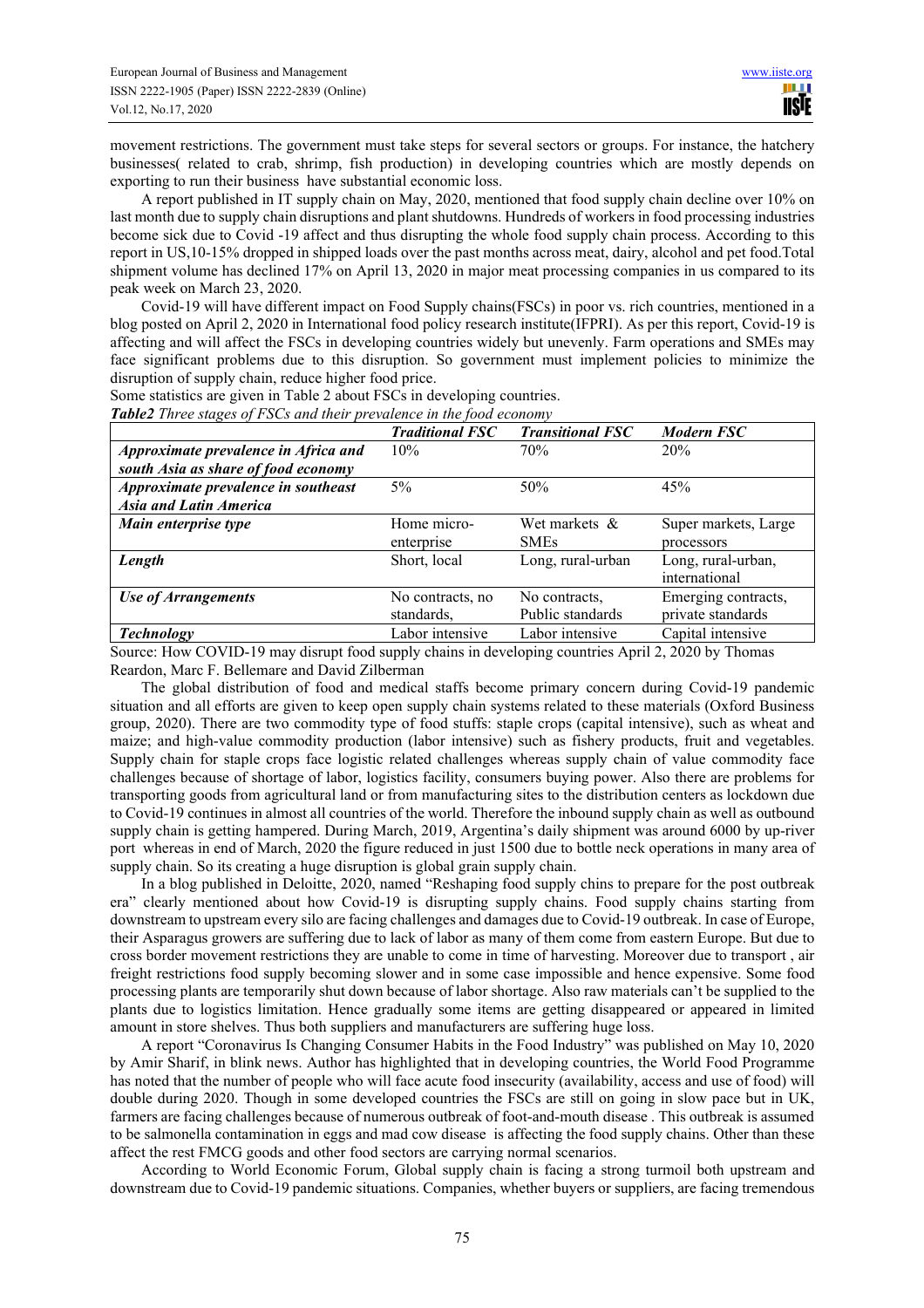movement restrictions. The government must take steps for several sectors or groups. For instance, the hatchery businesses( related to crab, shrimp, fish production) in developing countries which are mostly depends on exporting to run their business have substantial economic loss.

A report published in IT supply chain on May, 2020, mentioned that food supply chain decline over 10% on last month due to supply chain disruptions and plant shutdowns. Hundreds of workers in food processing industries become sick due to Covid -19 affect and thus disrupting the whole food supply chain process. According to this report in US,10-15% dropped in shipped loads over the past months across meat, dairy, alcohol and pet food.Total shipment volume has declined 17% on April 13, 2020 in major meat processing companies in us compared to its peak week on March 23, 2020.

Covid-19 will have different impact on Food Supply chains(FSCs) in poor vs. rich countries, mentioned in a blog posted on April 2, 2020 in International food policy research institute(IFPRI). As per this report, Covid-19 is affecting and will affect the FSCs in developing countries widely but unevenly. Farm operations and SMEs may face significant problems due to this disruption. So government must implement policies to minimize the disruption of supply chain, reduce higher food price.

Some statistics are given in Table 2 about FSCs in developing countries.

***Table2*** *Three stages of FSCs and their prevalence in the food economy*

| | ***Traditional FSC*** | ***Transitional FSC*** | ***Modern FSC*** |
|---|---|---|---|
| ***Approximate prevalence in Africa and south Asia as share of food economy*** | 10% | 70% | 20% |
| ***Approximate prevalence in southeast Asia and Latin America*** | 5% | 50% | 45% |
| ***Main enterprise type*** | Home micro-enterprise | Wet markets & SMEs | Super markets, Large processors |
| ***Length*** | Short, local | Long, rural-urban | Long, rural-urban, international |
| ***Use of Arrangements*** | No contracts, no standards, | No contracts, Public standards | Emerging contracts, private standards |
| ***Technology*** | Labor intensive | Labor intensive | Capital intensive |

Source: How COVID-19 may disrupt food supply chains in developing countries April 2, 2020 by Thomas Reardon, Marc F. Bellemare and David Zilberman

The global distribution of food and medical staffs become primary concern during Covid-19 pandemic situation and all efforts are given to keep open supply chain systems related to these materials (Oxford Business group, 2020). There are two commodity type of food stuffs: staple crops (capital intensive), such as wheat and maize; and high-value commodity production (labor intensive) such as fishery products, fruit and vegetables. Supply chain for staple crops face logistic related challenges whereas supply chain of value commodity face challenges because of shortage of labor, logistics facility, consumers buying power. Also there are problems for transporting goods from agricultural land or from manufacturing sites to the distribution centers as lockdown due to Covid-19 continues in almost all countries of the world. Therefore the inbound supply chain as well as outbound supply chain is getting hampered. During March, 2019, Argentina's daily shipment was around 6000 by up-river port whereas in end of March, 2020 the figure reduced in just 1500 due to bottle neck operations in many area of supply chain. So its creating a huge disruption is global grain supply chain.

In a blog published in Deloitte, 2020, named "Reshaping food supply chins to prepare for the post outbreak era" clearly mentioned about how Covid-19 is disrupting supply chains. Food supply chains starting from downstream to upstream every silo are facing challenges and damages due to Covid-19 outbreak. In case of Europe, their Asparagus growers are suffering due to lack of labor as many of them come from eastern Europe. But due to cross border movement restrictions they are unable to come in time of harvesting. Moreover due to transport , air freight restrictions food supply becoming slower and in some case impossible and hence expensive. Some food processing plants are temporarily shut down because of labor shortage. Also raw materials can't be supplied to the plants due to logistics limitation. Hence gradually some items are getting disappeared or appeared in limited amount in store shelves. Thus both suppliers and manufacturers are suffering huge loss.

A report "Coronavirus Is Changing Consumer Habits in the Food Industry" was published on May 10, 2020 by Amir Sharif, in blink news. Author has highlighted that in developing countries, the World Food Programme has noted that the number of people who will face acute food insecurity (availability, access and use of food) will double during 2020. Though in some developed countries the FSCs are still on going in slow pace but in UK, farmers are facing challenges because of numerous outbreak of foot-and-mouth disease . This outbreak is assumed to be salmonella contamination in eggs and mad cow disease is affecting the food supply chains. Other than these affect the rest FMCG goods and other food sectors are carrying normal scenarios.

According to World Economic Forum, Global supply chain is facing a strong turmoil both upstream and downstream due to Covid-19 pandemic situations. Companies, whether buyers or suppliers, are facing tremendous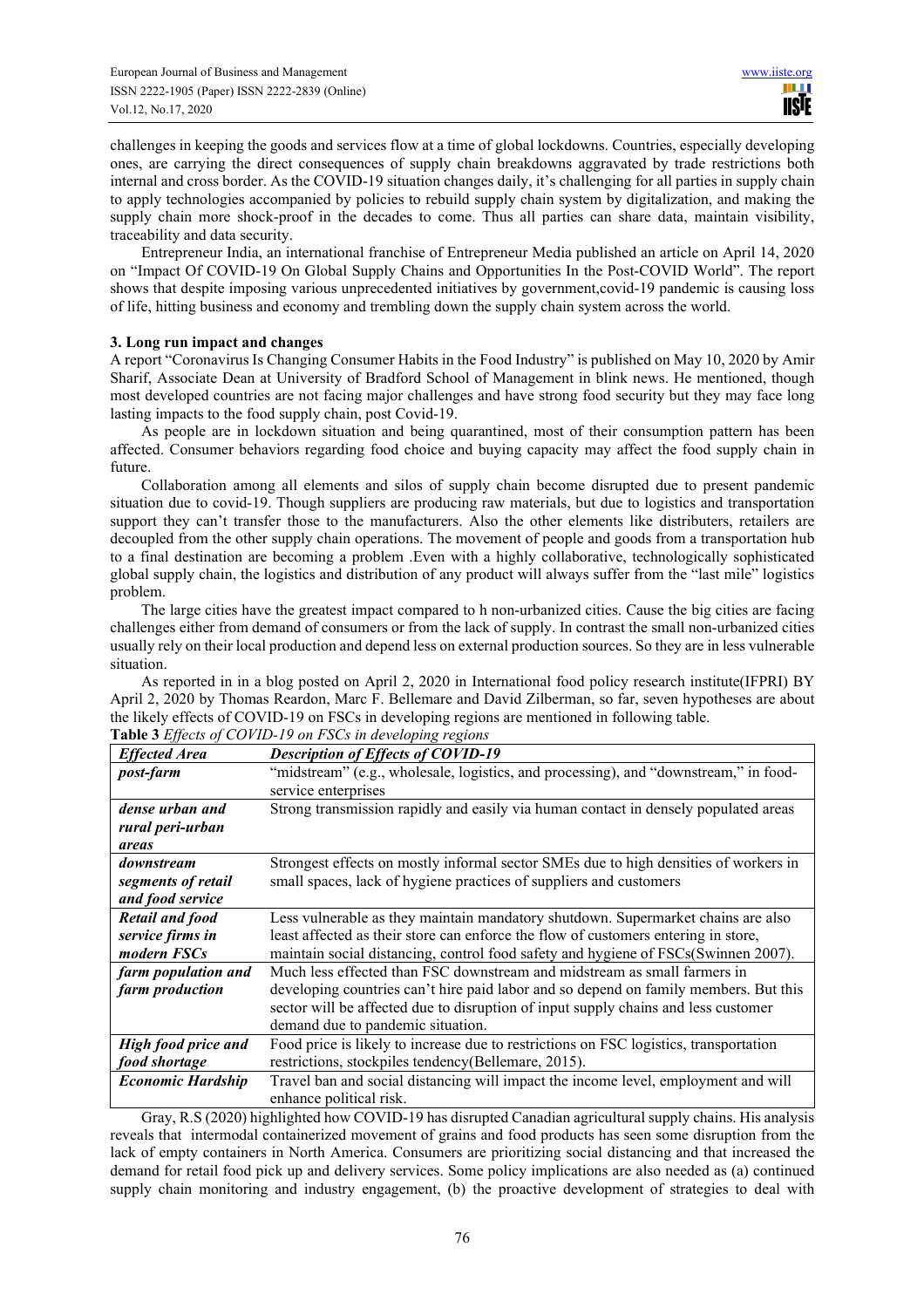challenges in keeping the goods and services flow at a time of global lockdowns. Countries, especially developing ones, are carrying the direct consequences of supply chain breakdowns aggravated by trade restrictions both internal and cross border. As the COVID-19 situation changes daily, it's challenging for all parties in supply chain to apply technologies accompanied by policies to rebuild supply chain system by digitalization, and making the supply chain more shock-proof in the decades to come. Thus all parties can share data, maintain visibility, traceability and data security.

Entrepreneur India, an international franchise of Entrepreneur Media published an article on April 14, 2020 on "Impact Of COVID-19 On Global Supply Chains and Opportunities In the Post-COVID World". The report shows that despite imposing various unprecedented initiatives by government,covid-19 pandemic is causing loss of life, hitting business and economy and trembling down the supply chain system across the world.

### 3. Long run impact and changes

A report "Coronavirus Is Changing Consumer Habits in the Food Industry" is published on May 10, 2020 by Amir Sharif, Associate Dean at University of Bradford School of Management in blink news. He mentioned, though most developed countries are not facing major challenges and have strong food security but they may face long lasting impacts to the food supply chain, post Covid-19.

As people are in lockdown situation and being quarantined, most of their consumption pattern has been affected. Consumer behaviors regarding food choice and buying capacity may affect the food supply chain in future.

Collaboration among all elements and silos of supply chain become disrupted due to present pandemic situation due to covid-19. Though suppliers are producing raw materials, but due to logistics and transportation support they can't transfer those to the manufacturers. Also the other elements like distributers, retailers are decoupled from the other supply chain operations. The movement of people and goods from a transportation hub to a final destination are becoming a problem .Even with a highly collaborative, technologically sophisticated global supply chain, the logistics and distribution of any product will always suffer from the "last mile" logistics problem.

The large cities have the greatest impact compared to h non-urbanized cities. Cause the big cities are facing challenges either from demand of consumers or from the lack of supply. In contrast the small non-urbanized cities usually rely on their local production and depend less on external production sources. So they are in less vulnerable situation.

As reported in in a blog posted on April 2, 2020 in International food policy research institute(IFPRI) BY April 2, 2020 by Thomas Reardon, Marc F. Bellemare and David Zilberman, so far, seven hypotheses are about the likely effects of COVID-19 on FSCs in developing regions are mentioned in following table.

**Table 3** *Effects of COVID-19 on FSCs in developing regions*

| ***Effected Area*** | ***Description of Effects of COVID-19*** |
|---|---|
| ***post-farm*** | "midstream" (e.g., wholesale, logistics, and processing), and "downstream," in food-service enterprises |
| ***dense urban and rural peri-urban areas*** | Strong transmission rapidly and easily via human contact in densely populated areas |
| ***downstream segments of retail and food service*** | Strongest effects on mostly informal sector SMEs due to high densities of workers in small spaces, lack of hygiene practices of suppliers and customers |
| ***Retail and food service firms in modern FSCs*** | Less vulnerable as they maintain mandatory shutdown. Supermarket chains are also least affected as their store can enforce the flow of customers entering in store, maintain social distancing, control food safety and hygiene of FSCs(Swinnen 2007). |
| ***farm population and farm production*** | Much less effected than FSC downstream and midstream as small farmers in developing countries can't hire paid labor and so depend on family members. But this sector will be affected due to disruption of input supply chains and less customer demand due to pandemic situation. |
| ***High food price and food shortage*** | Food price is likely to increase due to restrictions on FSC logistics, transportation restrictions, stockpiles tendency(Bellemare, 2015). |
| ***Economic Hardship*** | Travel ban and social distancing will impact the income level, employment and will enhance political risk. |

Gray, R.S (2020) highlighted how COVID-19 has disrupted Canadian agricultural supply chains. His analysis reveals that intermodal containerized movement of grains and food products has seen some disruption from the lack of empty containers in North America. Consumers are prioritizing social distancing and that increased the demand for retail food pick up and delivery services. Some policy implications are also needed as (a) continued supply chain monitoring and industry engagement, (b) the proactive development of strategies to deal with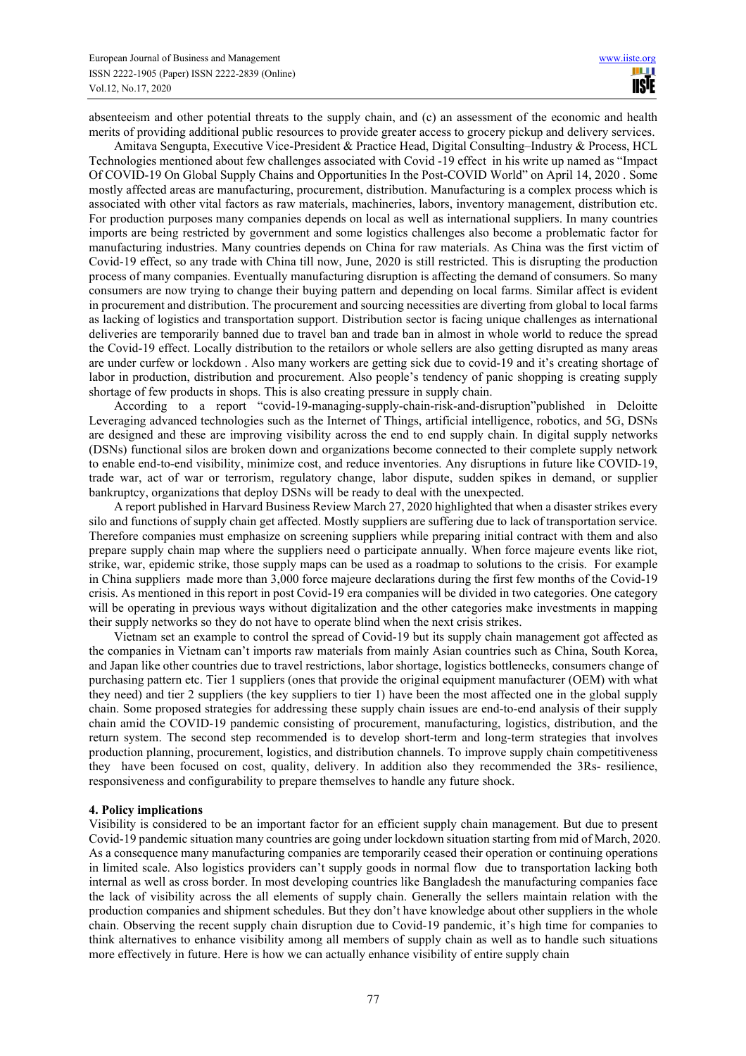absenteeism and other potential threats to the supply chain, and (c) an assessment of the economic and health merits of providing additional public resources to provide greater access to grocery pickup and delivery services.

Amitava Sengupta, Executive Vice-President & Practice Head, Digital Consulting–Industry & Process, HCL Technologies mentioned about few challenges associated with Covid -19 effect in his write up named as "Impact Of COVID-19 On Global Supply Chains and Opportunities In the Post-COVID World" on April 14, 2020 . Some mostly affected areas are manufacturing, procurement, distribution. Manufacturing is a complex process which is associated with other vital factors as raw materials, machineries, labors, inventory management, distribution etc. For production purposes many companies depends on local as well as international suppliers. In many countries imports are being restricted by government and some logistics challenges also become a problematic factor for manufacturing industries. Many countries depends on China for raw materials. As China was the first victim of Covid-19 effect, so any trade with China till now, June, 2020 is still restricted. This is disrupting the production process of many companies. Eventually manufacturing disruption is affecting the demand of consumers. So many consumers are now trying to change their buying pattern and depending on local farms. Similar affect is evident in procurement and distribution. The procurement and sourcing necessities are diverting from global to local farms as lacking of logistics and transportation support. Distribution sector is facing unique challenges as international deliveries are temporarily banned due to travel ban and trade ban in almost in whole world to reduce the spread the Covid-19 effect. Locally distribution to the retailors or whole sellers are also getting disrupted as many areas are under curfew or lockdown . Also many workers are getting sick due to covid-19 and it's creating shortage of labor in production, distribution and procurement. Also people's tendency of panic shopping is creating supply shortage of few products in shops. This is also creating pressure in supply chain.

According to a report "covid-19-managing-supply-chain-risk-and-disruption"published in Deloitte Leveraging advanced technologies such as the Internet of Things, artificial intelligence, robotics, and 5G, DSNs are designed and these are improving visibility across the end to end supply chain. In digital supply networks (DSNs) functional silos are broken down and organizations become connected to their complete supply network to enable end-to-end visibility, minimize cost, and reduce inventories. Any disruptions in future like COVID-19, trade war, act of war or terrorism, regulatory change, labor dispute, sudden spikes in demand, or supplier bankruptcy, organizations that deploy DSNs will be ready to deal with the unexpected.

A report published in Harvard Business Review March 27, 2020 highlighted that when a disaster strikes every silo and functions of supply chain get affected. Mostly suppliers are suffering due to lack of transportation service. Therefore companies must emphasize on screening suppliers while preparing initial contract with them and also prepare supply chain map where the suppliers need o participate annually. When force majeure events like riot, strike, war, epidemic strike, those supply maps can be used as a roadmap to solutions to the crisis. For example in China suppliers made more than 3,000 force majeure declarations during the first few months of the Covid-19 crisis. As mentioned in this report in post Covid-19 era companies will be divided in two categories. One category will be operating in previous ways without digitalization and the other categories make investments in mapping their supply networks so they do not have to operate blind when the next crisis strikes.

Vietnam set an example to control the spread of Covid-19 but its supply chain management got affected as the companies in Vietnam can't imports raw materials from mainly Asian countries such as China, South Korea, and Japan like other countries due to travel restrictions, labor shortage, logistics bottlenecks, consumers change of purchasing pattern etc. Tier 1 suppliers (ones that provide the original equipment manufacturer (OEM) with what they need) and tier 2 suppliers (the key suppliers to tier 1) have been the most affected one in the global supply chain. Some proposed strategies for addressing these supply chain issues are end-to-end analysis of their supply chain amid the COVID-19 pandemic consisting of procurement, manufacturing, logistics, distribution, and the return system. The second step recommended is to develop short-term and long-term strategies that involves production planning, procurement, logistics, and distribution channels. To improve supply chain competitiveness they have been focused on cost, quality, delivery. In addition also they recommended the 3Rs- resilience, responsiveness and configurability to prepare themselves to handle any future shock.

## 4. Policy implications

Visibility is considered to be an important factor for an efficient supply chain management. But due to present Covid-19 pandemic situation many countries are going under lockdown situation starting from mid of March, 2020. As a consequence many manufacturing companies are temporarily ceased their operation or continuing operations in limited scale. Also logistics providers can't supply goods in normal flow due to transportation lacking both internal as well as cross border. In most developing countries like Bangladesh the manufacturing companies face the lack of visibility across the all elements of supply chain. Generally the sellers maintain relation with the production companies and shipment schedules. But they don't have knowledge about other suppliers in the whole chain. Observing the recent supply chain disruption due to Covid-19 pandemic, it's high time for companies to think alternatives to enhance visibility among all members of supply chain as well as to handle such situations more effectively in future. Here is how we can actually enhance visibility of entire supply chain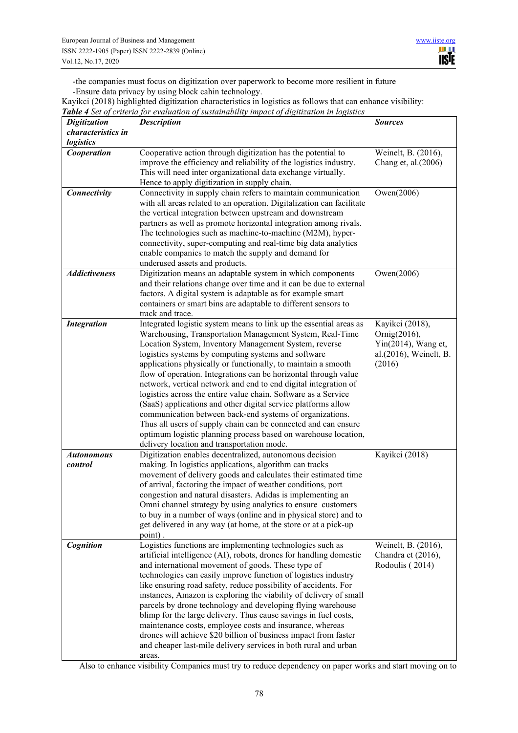-the companies must focus on digitization over paperwork to become more resilient in future

-Ensure data privacy by using block cahin technology.

Kayikci (2018) highlighted digitization characteristics in logistics as follows that can enhance visibility:

***Table 4*** *Set of criteria for evaluation of sustainability impact of digitization in logistics*

| ***Digitization characteristics in logistics*** | ***Description*** | ***Sources*** |
|---|---|---|
| ***Cooperation*** | Cooperative action through digitization has the potential to improve the efficiency and reliability of the logistics industry. This will need inter organizational data exchange virtually. Hence to apply digitization in supply chain. | Weinelt, B. (2016), Chang et, al.(2006) |
| ***Connectivity*** | Connectivity in supply chain refers to maintain communication with all areas related to an operation. Digitalization can facilitate the vertical integration between upstream and downstream partners as well as promote horizontal integration among rivals. The technologies such as machine-to-machine (M2M), hyper-connectivity, super-computing and real-time big data analytics enable companies to match the supply and demand for underused assets and products. | Owen(2006) |
| ***Addictiveness*** | Digitization means an adaptable system in which components and their relations change over time and it can be due to external factors. A digital system is adaptable as for example smart containers or smart bins are adaptable to different sensors to track and trace. | Owen(2006) |
| ***Integration*** | Integrated logistic system means to link up the essential areas as Warehousing, Transportation Management System, Real-Time Location System, Inventory Management System, reverse logistics systems by computing systems and software applications physically or functionally, to maintain a smooth flow of operation. Integrations can be horizontal through value network, vertical network and end to end digital integration of logistics across the entire value chain. Software as a Service (SaaS) applications and other digital service platforms allow communication between back-end systems of organizations. Thus all users of supply chain can be connected and can ensure optimum logistic planning process based on warehouse location, delivery location and transportation mode. | Kayikci (2018), Ornig(2016), Yin(2014), Wang et, al.(2016), Weinelt, B. (2016) |
| ***Autonomous control*** | Digitization enables decentralized, autonomous decision making. In logistics applications, algorithm can tracks movement of delivery goods and calculates their estimated time of arrival, factoring the impact of weather conditions, port congestion and natural disasters. Adidas is implementing an Omni channel strategy by using analytics to ensure customers to buy in a number of ways (online and in physical store) and to get delivered in any way (at home, at the store or at a pick-up point) . | Kayikci (2018) |
| ***Cognition*** | Logistics functions are implementing technologies such as artificial intelligence (AI), robots, drones for handling domestic and international movement of goods. These type of technologies can easily improve function of logistics industry like ensuring road safety, reduce possibility of accidents. For instances, Amazon is exploring the viability of delivery of small parcels by drone technology and developing flying warehouse blimp for the large delivery. Thus cause savings in fuel costs, maintenance costs, employee costs and insurance, whereas drones will achieve $20 billion of business impact from faster and cheaper last-mile delivery services in both rural and urban areas. | Weinelt, B. (2016), Chandra et (2016), Rodoulis ( 2014) |

Also to enhance visibility Companies must try to reduce dependency on paper works and start moving on to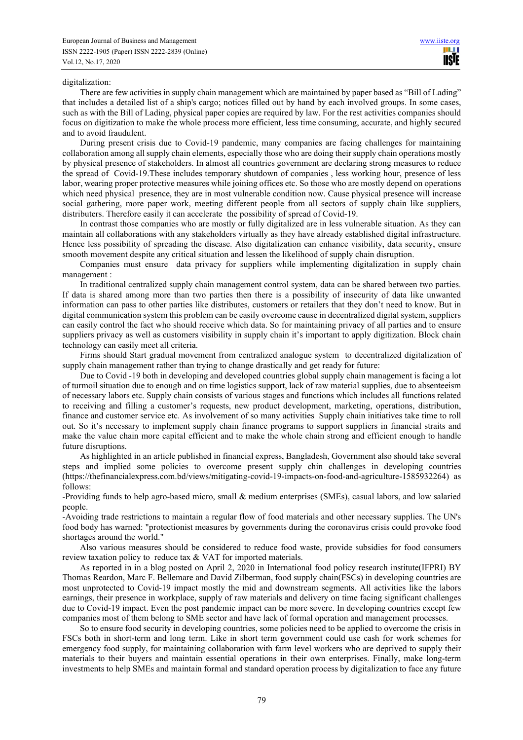digitalization:

There are few activities in supply chain management which are maintained by paper based as "Bill of Lading" that includes a detailed list of a ship's cargo; notices filled out by hand by each involved groups. In some cases, such as with the Bill of Lading, physical paper copies are required by law. For the rest activities companies should focus on digitization to make the whole process more efficient, less time consuming, accurate, and highly secured and to avoid fraudulent.

During present crisis due to Covid-19 pandemic, many companies are facing challenges for maintaining collaboration among all supply chain elements, especially those who are doing their supply chain operations mostly by physical presence of stakeholders. In almost all countries government are declaring strong measures to reduce the spread of Covid-19.These includes temporary shutdown of companies , less working hour, presence of less labor, wearing proper protective measures while joining offices etc. So those who are mostly depend on operations which need physical presence, they are in most vulnerable condition now. Cause physical presence will increase social gathering, more paper work, meeting different people from all sectors of supply chain like suppliers, distributers. Therefore easily it can accelerate the possibility of spread of Covid-19.

In contrast those companies who are mostly or fully digitalized are in less vulnerable situation. As they can maintain all collaborations with any stakeholders virtually as they have already established digital infrastructure. Hence less possibility of spreading the disease. Also digitalization can enhance visibility, data security, ensure smooth movement despite any critical situation and lessen the likelihood of supply chain disruption.

Companies must ensure data privacy for suppliers while implementing digitalization in supply chain management :

In traditional centralized supply chain management control system, data can be shared between two parties. If data is shared among more than two parties then there is a possibility of insecurity of data like unwanted information can pass to other parties like distributes, customers or retailers that they don't need to know. But in digital communication system this problem can be easily overcome cause in decentralized digital system, suppliers can easily control the fact who should receive which data. So for maintaining privacy of all parties and to ensure suppliers privacy as well as customers visibility in supply chain it's important to apply digitization. Block chain technology can easily meet all criteria.

Firms should Start gradual movement from centralized analogue system to decentralized digitalization of supply chain management rather than trying to change drastically and get ready for future:

Due to Covid -19 both in developing and developed countries global supply chain management is facing a lot of turmoil situation due to enough and on time logistics support, lack of raw material supplies, due to absenteeism of necessary labors etc. Supply chain consists of various stages and functions which includes all functions related to receiving and filling a customer's requests, new product development, marketing, operations, distribution, finance and customer service etc. As involvement of so many activities Supply chain initiatives take time to roll out. So it's necessary to implement supply chain finance programs to support suppliers in financial straits and make the value chain more capital efficient and to make the whole chain strong and efficient enough to handle future disruptions.

As highlighted in an article published in financial express, Bangladesh, Government also should take several steps and implied some policies to overcome present supply chin challenges in developing countries (https://thefinancialexpress.com.bd/views/mitigating-covid-19-impacts-on-food-and-agriculture-1585932264) as follows:

-Providing funds to help agro-based micro, small & medium enterprises (SMEs), casual labors, and low salaried people.

-Avoiding trade restrictions to maintain a regular flow of food materials and other necessary supplies. The UN's food body has warned: "protectionist measures by governments during the coronavirus crisis could provoke food shortages around the world."

Also various measures should be considered to reduce food waste, provide subsidies for food consumers review taxation policy to reduce tax & VAT for imported materials.

As reported in in a blog posted on April 2, 2020 in International food policy research institute(IFPRI) BY Thomas Reardon, Marc F. Bellemare and David Zilberman, food supply chain(FSCs) in developing countries are most unprotected to Covid-19 impact mostly the mid and downstream segments. All activities like the labors earnings, their presence in workplace, supply of raw materials and delivery on time facing significant challenges due to Covid-19 impact. Even the post pandemic impact can be more severe. In developing countries except few companies most of them belong to SME sector and have lack of formal operation and management processes.

So to ensure food security in developing countries, some policies need to be applied to overcome the crisis in FSCs both in short-term and long term. Like in short term government could use cash for work schemes for emergency food supply, for maintaining collaboration with farm level workers who are deprived to supply their materials to their buyers and maintain essential operations in their own enterprises. Finally, make long-term investments to help SMEs and maintain formal and standard operation process by digitalization to face any future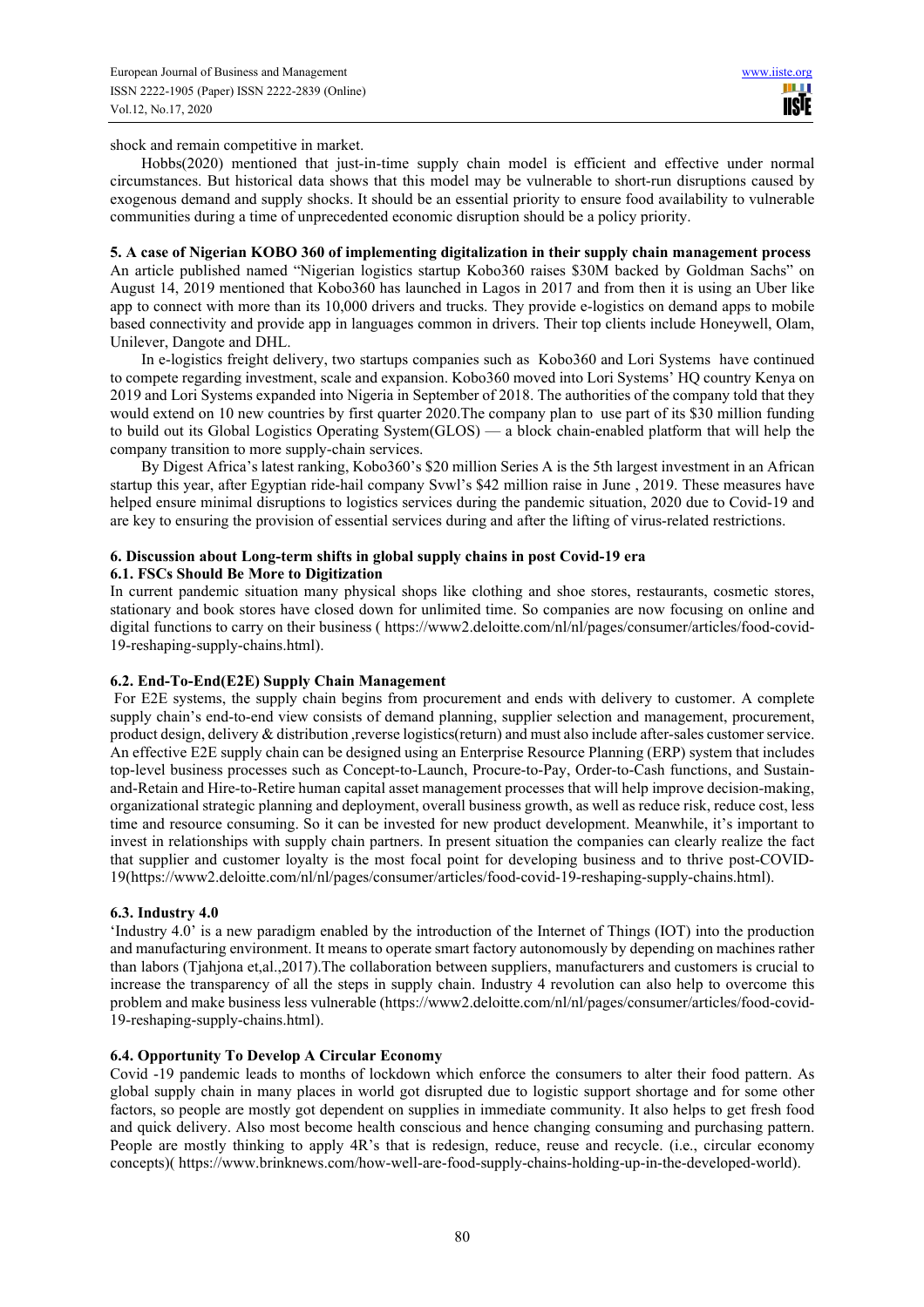shock and remain competitive in market.

Hobbs(2020) mentioned that just-in-time supply chain model is efficient and effective under normal circumstances. But historical data shows that this model may be vulnerable to short-run disruptions caused by exogenous demand and supply shocks. It should be an essential priority to ensure food availability to vulnerable communities during a time of unprecedented economic disruption should be a policy priority.

## 5. A case of Nigerian KOBO 360 of implementing digitalization in their supply chain management process

An article published named "Nigerian logistics startup Kobo360 raises $30M backed by Goldman Sachs" on August 14, 2019 mentioned that Kobo360 has launched in Lagos in 2017 and from then it is using an Uber like app to connect with more than its 10,000 drivers and trucks. They provide e-logistics on demand apps to mobile based connectivity and provide app in languages common in drivers. Their top clients include Honeywell, Olam, Unilever, Dangote and DHL.

In e-logistics freight delivery, two startups companies such as Kobo360 and Lori Systems have continued to compete regarding investment, scale and expansion. Kobo360 moved into Lori Systems' HQ country Kenya on 2019 and Lori Systems expanded into Nigeria in September of 2018. The authorities of the company told that they would extend on 10 new countries by first quarter 2020.The company plan to use part of its $30 million funding to build out its Global Logistics Operating System(GLOS) — a block chain-enabled platform that will help the company transition to more supply-chain services.

By Digest Africa's latest ranking, Kobo360's $20 million Series A is the 5th largest investment in an African startup this year, after Egyptian ride-hail company Svwl's $42 million raise in June , 2019. These measures have helped ensure minimal disruptions to logistics services during the pandemic situation, 2020 due to Covid-19 and are key to ensuring the provision of essential services during and after the lifting of virus-related restrictions.

## 6. Discussion about Long-term shifts in global supply chains in post Covid-19 era

### 6.1. FSCs Should Be More to Digitization

In current pandemic situation many physical shops like clothing and shoe stores, restaurants, cosmetic stores, stationary and book stores have closed down for unlimited time. So companies are now focusing on online and digital functions to carry on their business ( https://www2.deloitte.com/nl/nl/pages/consumer/articles/food-covid-19-reshaping-supply-chains.html).

### 6.2. End-To-End(E2E) Supply Chain Management

For E2E systems, the supply chain begins from procurement and ends with delivery to customer. A complete supply chain's end-to-end view consists of demand planning, supplier selection and management, procurement, product design, delivery & distribution ,reverse logistics(return) and must also include after-sales customer service. An effective E2E supply chain can be designed using an Enterprise Resource Planning (ERP) system that includes top-level business processes such as Concept-to-Launch, Procure-to-Pay, Order-to-Cash functions, and Sustain-and-Retain and Hire-to-Retire human capital asset management processes that will help improve decision-making, organizational strategic planning and deployment, overall business growth, as well as reduce risk, reduce cost, less time and resource consuming. So it can be invested for new product development. Meanwhile, it's important to invest in relationships with supply chain partners. In present situation the companies can clearly realize the fact that supplier and customer loyalty is the most focal point for developing business and to thrive post-COVID-19(https://www2.deloitte.com/nl/nl/pages/consumer/articles/food-covid-19-reshaping-supply-chains.html).

### 6.3. Industry 4.0

'Industry 4.0' is a new paradigm enabled by the introduction of the Internet of Things (IOT) into the production and manufacturing environment. It means to operate smart factory autonomously by depending on machines rather than labors (Tjahjona et,al.,2017).The collaboration between suppliers, manufacturers and customers is crucial to increase the transparency of all the steps in supply chain. Industry 4 revolution can also help to overcome this problem and make business less vulnerable (https://www2.deloitte.com/nl/nl/pages/consumer/articles/food-covid-19-reshaping-supply-chains.html).

### 6.4. Opportunity To Develop A Circular Economy

Covid -19 pandemic leads to months of lockdown which enforce the consumers to alter their food pattern. As global supply chain in many places in world got disrupted due to logistic support shortage and for some other factors, so people are mostly got dependent on supplies in immediate community. It also helps to get fresh food and quick delivery. Also most become health conscious and hence changing consuming and purchasing pattern. People are mostly thinking to apply 4R's that is redesign, reduce, reuse and recycle. (i.e., circular economy concepts)( https://www.brinknews.com/how-well-are-food-supply-chains-holding-up-in-the-developed-world).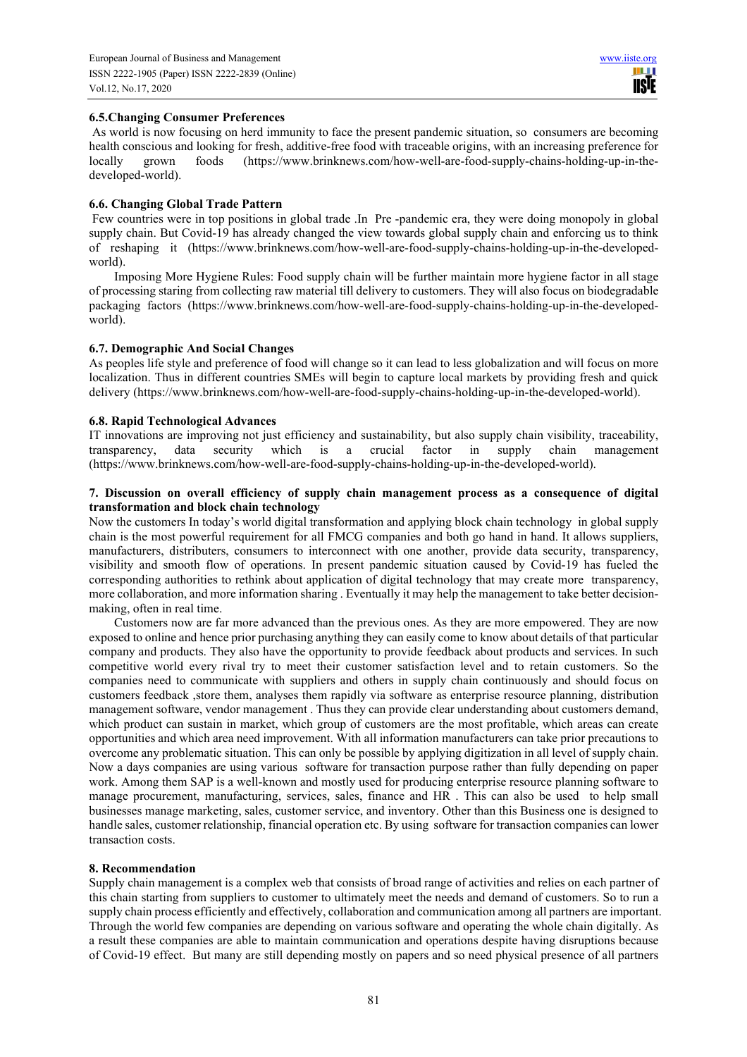### 6.5.Changing Consumer Preferences

As world is now focusing on herd immunity to face the present pandemic situation, so consumers are becoming health conscious and looking for fresh, additive-free food with traceable origins, with an increasing preference for locally grown foods (https://www.brinknews.com/how-well-are-food-supply-chains-holding-up-in-the-developed-world).

### 6.6. Changing Global Trade Pattern

Few countries were in top positions in global trade .In Pre -pandemic era, they were doing monopoly in global supply chain. But Covid-19 has already changed the view towards global supply chain and enforcing us to think of reshaping it (https://www.brinknews.com/how-well-are-food-supply-chains-holding-up-in-the-developed-world).

Imposing More Hygiene Rules: Food supply chain will be further maintain more hygiene factor in all stage of processing staring from collecting raw material till delivery to customers. They will also focus on biodegradable packaging factors (https://www.brinknews.com/how-well-are-food-supply-chains-holding-up-in-the-developed-world).

### 6.7. Demographic And Social Changes

As peoples life style and preference of food will change so it can lead to less globalization and will focus on more localization. Thus in different countries SMEs will begin to capture local markets by providing fresh and quick delivery (https://www.brinknews.com/how-well-are-food-supply-chains-holding-up-in-the-developed-world).

### 6.8. Rapid Technological Advances

IT innovations are improving not just efficiency and sustainability, but also supply chain visibility, traceability, transparency, data security which is a crucial factor in supply chain management (https://www.brinknews.com/how-well-are-food-supply-chains-holding-up-in-the-developed-world).

## 7. Discussion on overall efficiency of supply chain management process as a consequence of digital transformation and block chain technology

Now the customers In today's world digital transformation and applying block chain technology in global supply chain is the most powerful requirement for all FMCG companies and both go hand in hand. It allows suppliers, manufacturers, distributers, consumers to interconnect with one another, provide data security, transparency, visibility and smooth flow of operations. In present pandemic situation caused by Covid-19 has fueled the corresponding authorities to rethink about application of digital technology that may create more transparency, more collaboration, and more information sharing . Eventually it may help the management to take better decision-making, often in real time.

Customers now are far more advanced than the previous ones. As they are more empowered. They are now exposed to online and hence prior purchasing anything they can easily come to know about details of that particular company and products. They also have the opportunity to provide feedback about products and services. In such competitive world every rival try to meet their customer satisfaction level and to retain customers. So the companies need to communicate with suppliers and others in supply chain continuously and should focus on customers feedback ,store them, analyses them rapidly via software as enterprise resource planning, distribution management software, vendor management . Thus they can provide clear understanding about customers demand, which product can sustain in market, which group of customers are the most profitable, which areas can create opportunities and which area need improvement. With all information manufacturers can take prior precautions to overcome any problematic situation. This can only be possible by applying digitization in all level of supply chain. Now a days companies are using various software for transaction purpose rather than fully depending on paper work. Among them SAP is a well-known and mostly used for producing enterprise resource planning software to manage procurement, manufacturing, services, sales, finance and HR . This can also be used to help small businesses manage marketing, sales, customer service, and inventory. Other than this Business one is designed to handle sales, customer relationship, financial operation etc. By using software for transaction companies can lower transaction costs.

## 8. Recommendation

Supply chain management is a complex web that consists of broad range of activities and relies on each partner of this chain starting from suppliers to customer to ultimately meet the needs and demand of customers. So to run a supply chain process efficiently and effectively, collaboration and communication among all partners are important. Through the world few companies are depending on various software and operating the whole chain digitally. As a result these companies are able to maintain communication and operations despite having disruptions because of Covid-19 effect. But many are still depending mostly on papers and so need physical presence of all partners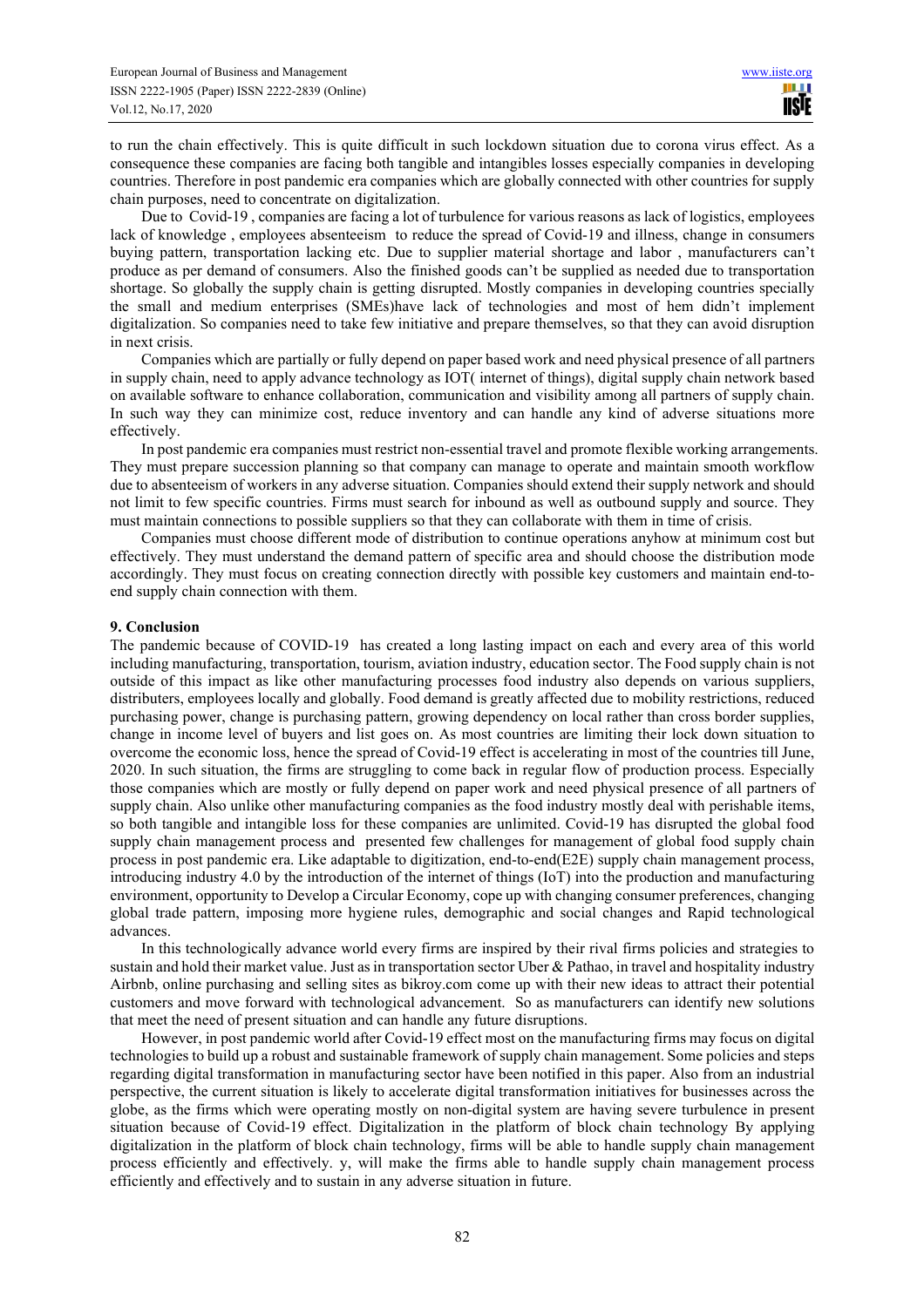to run the chain effectively. This is quite difficult in such lockdown situation due to corona virus effect. As a consequence these companies are facing both tangible and intangibles losses especially companies in developing countries. Therefore in post pandemic era companies which are globally connected with other countries for supply chain purposes, need to concentrate on digitalization.

Due to Covid-19 , companies are facing a lot of turbulence for various reasons as lack of logistics, employees lack of knowledge , employees absenteeism to reduce the spread of Covid-19 and illness, change in consumers buying pattern, transportation lacking etc. Due to supplier material shortage and labor , manufacturers can't produce as per demand of consumers. Also the finished goods can't be supplied as needed due to transportation shortage. So globally the supply chain is getting disrupted. Mostly companies in developing countries specially the small and medium enterprises (SMEs)have lack of technologies and most of hem didn't implement digitalization. So companies need to take few initiative and prepare themselves, so that they can avoid disruption in next crisis.

Companies which are partially or fully depend on paper based work and need physical presence of all partners in supply chain, need to apply advance technology as IOT( internet of things), digital supply chain network based on available software to enhance collaboration, communication and visibility among all partners of supply chain. In such way they can minimize cost, reduce inventory and can handle any kind of adverse situations more effectively.

In post pandemic era companies must restrict non-essential travel and promote flexible working arrangements. They must prepare succession planning so that company can manage to operate and maintain smooth workflow due to absenteeism of workers in any adverse situation. Companies should extend their supply network and should not limit to few specific countries. Firms must search for inbound as well as outbound supply and source. They must maintain connections to possible suppliers so that they can collaborate with them in time of crisis.

Companies must choose different mode of distribution to continue operations anyhow at minimum cost but effectively. They must understand the demand pattern of specific area and should choose the distribution mode accordingly. They must focus on creating connection directly with possible key customers and maintain end-to-end supply chain connection with them.

## 9. Conclusion

The pandemic because of COVID-19 has created a long lasting impact on each and every area of this world including manufacturing, transportation, tourism, aviation industry, education sector. The Food supply chain is not outside of this impact as like other manufacturing processes food industry also depends on various suppliers, distributers, employees locally and globally. Food demand is greatly affected due to mobility restrictions, reduced purchasing power, change is purchasing pattern, growing dependency on local rather than cross border supplies, change in income level of buyers and list goes on. As most countries are limiting their lock down situation to overcome the economic loss, hence the spread of Covid-19 effect is accelerating in most of the countries till June, 2020. In such situation, the firms are struggling to come back in regular flow of production process. Especially those companies which are mostly or fully depend on paper work and need physical presence of all partners of supply chain. Also unlike other manufacturing companies as the food industry mostly deal with perishable items, so both tangible and intangible loss for these companies are unlimited. Covid-19 has disrupted the global food supply chain management process and presented few challenges for management of global food supply chain process in post pandemic era. Like adaptable to digitization, end-to-end(E2E) supply chain management process, introducing industry 4.0 by the introduction of the internet of things (IoT) into the production and manufacturing environment, opportunity to Develop a Circular Economy, cope up with changing consumer preferences, changing global trade pattern, imposing more hygiene rules, demographic and social changes and Rapid technological advances.

In this technologically advance world every firms are inspired by their rival firms policies and strategies to sustain and hold their market value. Just as in transportation sector Uber & Pathao, in travel and hospitality industry Airbnb, online purchasing and selling sites as bikroy.com come up with their new ideas to attract their potential customers and move forward with technological advancement. So as manufacturers can identify new solutions that meet the need of present situation and can handle any future disruptions.

However, in post pandemic world after Covid-19 effect most on the manufacturing firms may focus on digital technologies to build up a robust and sustainable framework of supply chain management. Some policies and steps regarding digital transformation in manufacturing sector have been notified in this paper. Also from an industrial perspective, the current situation is likely to accelerate digital transformation initiatives for businesses across the globe, as the firms which were operating mostly on non-digital system are having severe turbulence in present situation because of Covid-19 effect. Digitalization in the platform of block chain technology By applying digitalization in the platform of block chain technology, firms will be able to handle supply chain management process efficiently and effectively. y, will make the firms able to handle supply chain management process efficiently and effectively and to sustain in any adverse situation in future.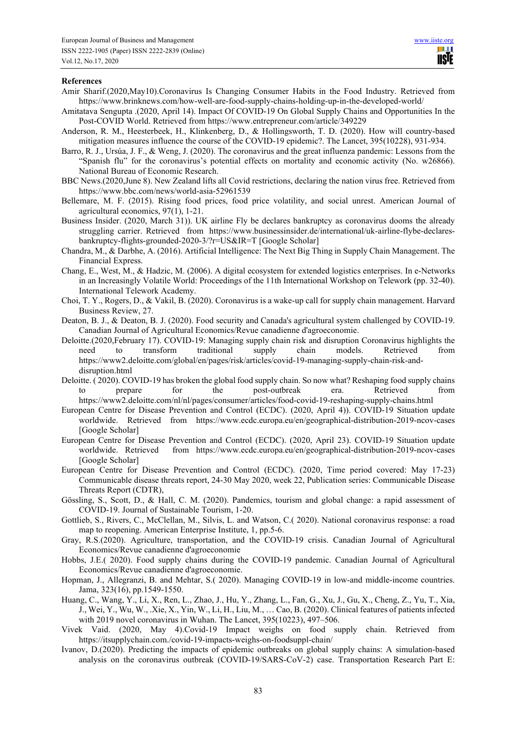**References**

Amir Sharif.(2020,May10).Coronavirus Is Changing Consumer Habits in the Food Industry. Retrieved from https://www.brinknews.com/how-well-are-food-supply-chains-holding-up-in-the-developed-world/

Amitatava Sengupta .(2020, April 14). Impact Of COVID-19 On Global Supply Chains and Opportunities In the Post-COVID World. Retrieved from https://www.entrepreneur.com/article/349229

Anderson, R. M., Heesterbeek, H., Klinkenberg, D., & Hollingsworth, T. D. (2020). How will country-based mitigation measures influence the course of the COVID-19 epidemic?. The Lancet, 395(10228), 931-934.

Barro, R. J., Ursúa, J. F., & Weng, J. (2020). The coronavirus and the great influenza pandemic: Lessons from the "Spanish flu" for the coronavirus's potential effects on mortality and economic activity (No. w26866). National Bureau of Economic Research.

BBC News.(2020,June 8). New Zealand lifts all Covid restrictions, declaring the nation virus free. Retrieved from https://www.bbc.com/news/world-asia-52961539

Bellemare, M. F. (2015). Rising food prices, food price volatility, and social unrest. American Journal of agricultural economics, 97(1), 1-21.

Business Insider. (2020, March 31)). UK airline Fly be declares bankruptcy as coronavirus dooms the already struggling carrier. Retrieved from https://www.businessinsider.de/international/uk-airline-flybe-declares-bankruptcy-flights-grounded-2020-3/?r=US&IR=T [Google Scholar]

Chandra, M., & Darbhe, A. (2016). Artificial Intelligence: The Next Big Thing in Supply Chain Management. The Financial Express.

Chang, E., West, M., & Hadzic, M. (2006). A digital ecosystem for extended logistics enterprises. In e-Networks in an Increasingly Volatile World: Proceedings of the 11th International Workshop on Telework (pp. 32-40). International Telework Academy.

Choi, T. Y., Rogers, D., & Vakil, B. (2020). Coronavirus is a wake-up call for supply chain management. Harvard Business Review, 27.

Deaton, B. J., & Deaton, B. J. (2020). Food security and Canada's agricultural system challenged by COVID-19. Canadian Journal of Agricultural Economics/Revue canadienne d'agroeconomie.

Deloitte.(2020,February 17). COVID-19: Managing supply chain risk and disruption Coronavirus highlights the need to transform traditional supply chain models. Retrieved from https://www2.deloitte.com/global/en/pages/risk/articles/covid-19-managing-supply-chain-risk-and-disruption.html

Deloitte. ( 2020). COVID-19 has broken the global food supply chain. So now what? Reshaping food supply chains to prepare for the post-outbreak era. Retrieved from https://www2.deloitte.com/nl/nl/pages/consumer/articles/food-covid-19-reshaping-supply-chains.html

European Centre for Disease Prevention and Control (ECDC). (2020, April 4)). COVID-19 Situation update worldwide. Retrieved from https://www.ecdc.europa.eu/en/geographical-distribution-2019-ncov-cases [Google Scholar]

European Centre for Disease Prevention and Control (ECDC). (2020, April 23). COVID-19 Situation update worldwide. Retrieved from https://www.ecdc.europa.eu/en/geographical-distribution-2019-ncov-cases [Google Scholar]

European Centre for Disease Prevention and Control (ECDC). (2020, Time period covered: May 17-23) Communicable disease threats report, 24-30 May 2020, week 22, Publication series: Communicable Disease Threats Report (CDTR),

Gössling, S., Scott, D., & Hall, C. M. (2020). Pandemics, tourism and global change: a rapid assessment of COVID-19. Journal of Sustainable Tourism, 1-20.

Gottlieb, S., Rivers, C., McClellan, M., Silvis, L. and Watson, C.( 2020). National coronavirus response: a road map to reopening. American Enterprise Institute, 1, pp.5-6.

Gray, R.S.(2020). Agriculture, transportation, and the COVID-19 crisis. Canadian Journal of Agricultural Economics/Revue canadienne d'agroeconomie

Hobbs, J.E.( 2020). Food supply chains during the COVID-19 pandemic. Canadian Journal of Agricultural Economics/Revue canadienne d'agroeconomie.

Hopman, J., Allegranzi, B. and Mehtar, S.( 2020). Managing COVID-19 in low-and middle-income countries. Jama, 323(16), pp.1549-1550.

Huang, C., Wang, Y., Li, X., Ren, L., Zhao, J., Hu, Y., Zhang, L., Fan, G., Xu, J., Gu, X., Cheng, Z., Yu, T., Xia, J., Wei, Y., Wu, W., .Xie, X., Yin, W., Li, H., Liu, M., … Cao, B. (2020). Clinical features of patients infected with 2019 novel coronavirus in Wuhan. The Lancet, 395(10223), 497–506.

Vivek Vaid. (2020, May 4).Covid-19 Impact weighs on food supply chain. Retrieved from https://itsupplychain.com./covid-19-impacts-weighs-on-foodsuppl-chain/

Ivanov, D.(2020). Predicting the impacts of epidemic outbreaks on global supply chains: A simulation-based analysis on the coronavirus outbreak (COVID-19/SARS-CoV-2) case. Transportation Research Part E: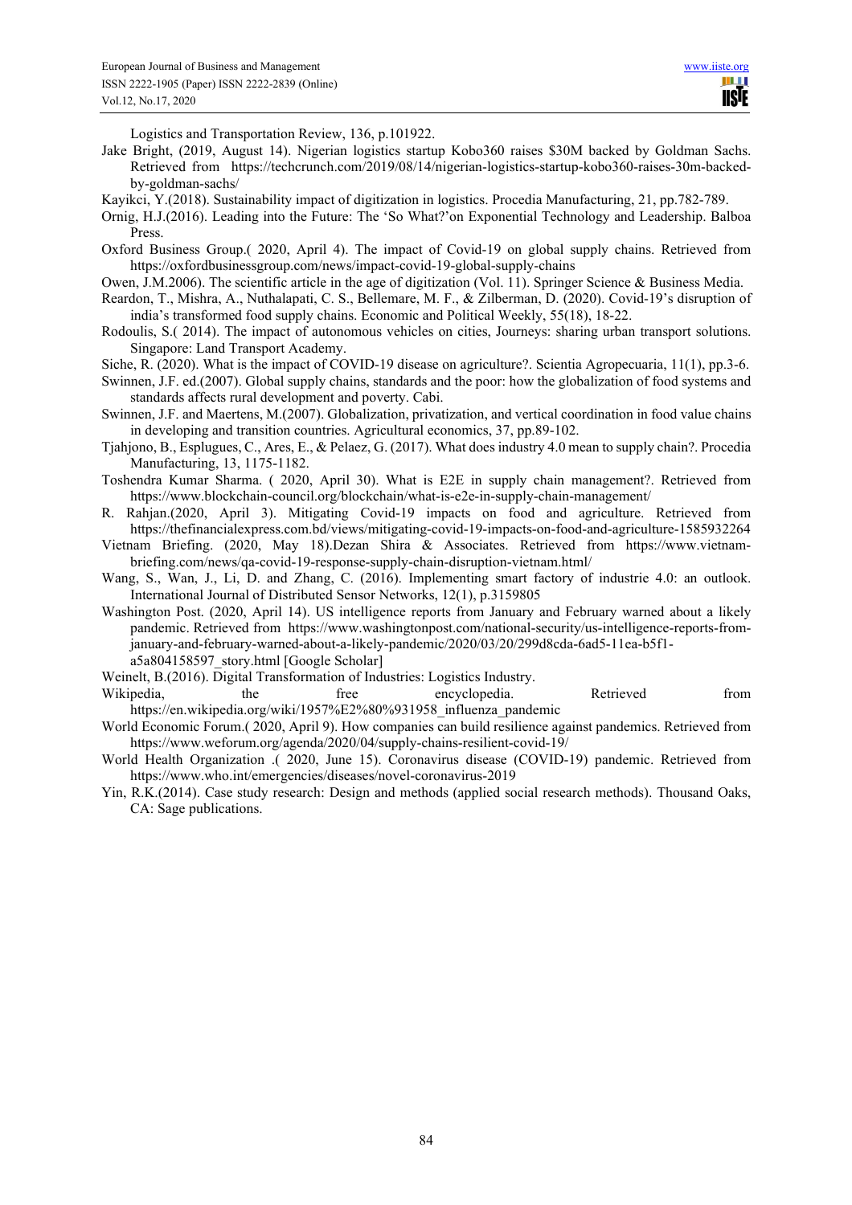Logistics and Transportation Review, 136, p.101922.

Jake Bright, (2019, August 14). Nigerian logistics startup Kobo360 raises $30M backed by Goldman Sachs. Retrieved from https://techcrunch.com/2019/08/14/nigerian-logistics-startup-kobo360-raises-30m-backed-by-goldman-sachs/

Kayikci, Y.(2018). Sustainability impact of digitization in logistics. Procedia Manufacturing, 21, pp.782-789.

Ornig, H.J.(2016). Leading into the Future: The 'So What?'on Exponential Technology and Leadership. Balboa Press.

Oxford Business Group.( 2020, April 4). The impact of Covid-19 on global supply chains. Retrieved from https://oxfordbusinessgroup.com/news/impact-covid-19-global-supply-chains

Owen, J.M.2006). The scientific article in the age of digitization (Vol. 11). Springer Science & Business Media.

Reardon, T., Mishra, A., Nuthalapati, C. S., Bellemare, M. F., & Zilberman, D. (2020). Covid-19's disruption of india's transformed food supply chains. Economic and Political Weekly, 55(18), 18-22.

Rodoulis, S.( 2014). The impact of autonomous vehicles on cities, Journeys: sharing urban transport solutions. Singapore: Land Transport Academy.

Siche, R. (2020). What is the impact of COVID-19 disease on agriculture?. Scientia Agropecuaria, 11(1), pp.3-6.

Swinnen, J.F. ed.(2007). Global supply chains, standards and the poor: how the globalization of food systems and standards affects rural development and poverty. Cabi.

Swinnen, J.F. and Maertens, M.(2007). Globalization, privatization, and vertical coordination in food value chains in developing and transition countries. Agricultural economics, 37, pp.89-102.

Tjahjono, B., Esplugues, C., Ares, E., & Pelaez, G. (2017). What does industry 4.0 mean to supply chain?. Procedia Manufacturing, 13, 1175-1182.

Toshendra Kumar Sharma. ( 2020, April 30). What is E2E in supply chain management?. Retrieved from https://www.blockchain-council.org/blockchain/what-is-e2e-in-supply-chain-management/

R. Rahjan.(2020, April 3). Mitigating Covid-19 impacts on food and agriculture. Retrieved from https://thefinancialexpress.com.bd/views/mitigating-covid-19-impacts-on-food-and-agriculture-1585932264

Vietnam Briefing. (2020, May 18).Dezan Shira & Associates. Retrieved from https://www.vietnam-briefing.com/news/qa-covid-19-response-supply-chain-disruption-vietnam.html/

Wang, S., Wan, J., Li, D. and Zhang, C. (2016). Implementing smart factory of industrie 4.0: an outlook. International Journal of Distributed Sensor Networks, 12(1), p.3159805

Washington Post. (2020, April 14). US intelligence reports from January and February warned about a likely pandemic. Retrieved from https://www.washingtonpost.com/national-security/us-intelligence-reports-from-january-and-february-warned-about-a-likely-pandemic/2020/03/20/299d8cda-6ad5-11ea-b5f1-a5a804158597_story.html [Google Scholar]

Weinelt, B.(2016). Digital Transformation of Industries: Logistics Industry.

Wikipedia, the free encyclopedia. Retrieved from https://en.wikipedia.org/wiki/1957%E2%80%931958_influenza_pandemic

World Economic Forum.( 2020, April 9). How companies can build resilience against pandemics. Retrieved from https://www.weforum.org/agenda/2020/04/supply-chains-resilient-covid-19/

World Health Organization .( 2020, June 15). Coronavirus disease (COVID-19) pandemic. Retrieved from https://www.who.int/emergencies/diseases/novel-coronavirus-2019

Yin, R.K.(2014). Case study research: Design and methods (applied social research methods). Thousand Oaks, CA: Sage publications.